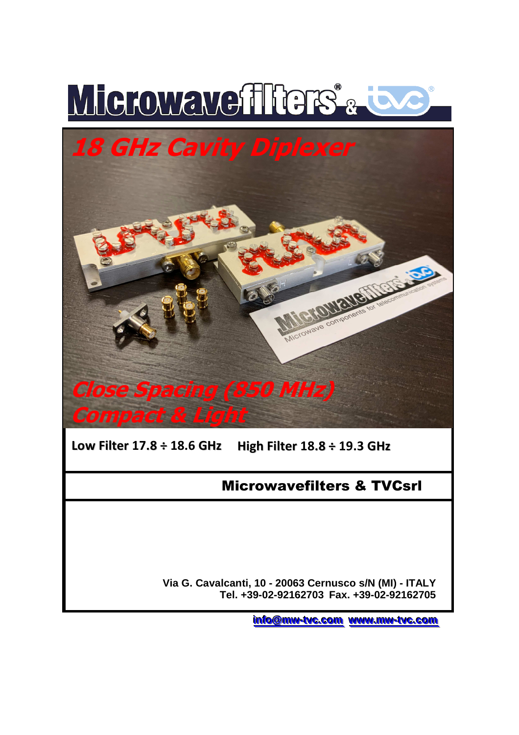# Microwavefilters® & tvc®

# 18 GHz Cavity Diplexer

**Close Spacing (850 MHz)**
**Compact & Light**

**Low Filter 17.8 ÷ 18.6 GHz** **High Filter 18.8 ÷ 19.3 GHz**

## Microwavefilters & TVCsrl

**Via G. Cavalcanti, 10 - 20063 Cernusco s/N (MI) - ITALY**
**Tel. +39-02-92162703 Fax. +39-02-92162705**

info@mw-tvc.com www.mw-tvc.com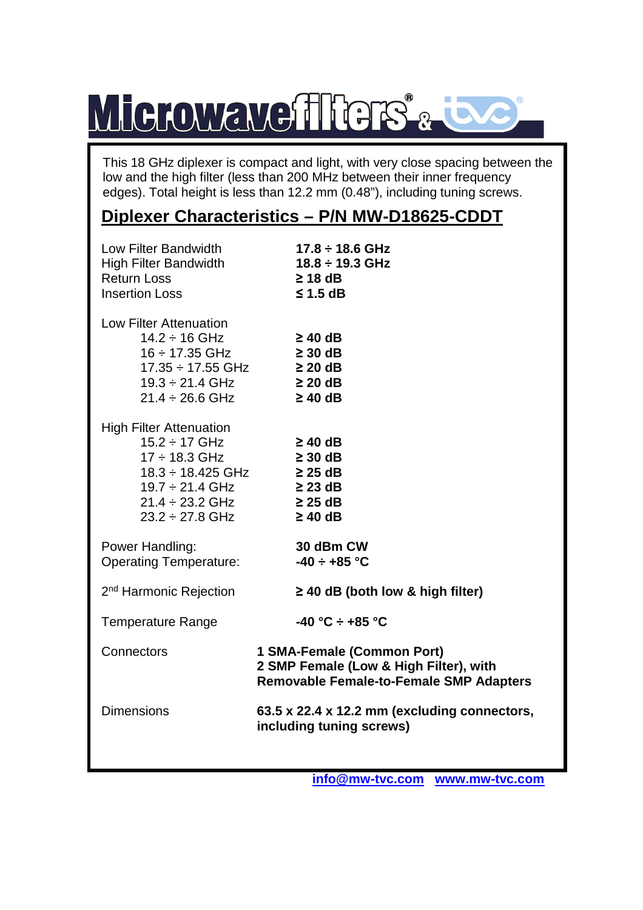This 18 GHz diplexer is compact and light, with very close spacing between the low and the high filter (less than 200 MHz between their inner frequency edges). Total height is less than 12.2 mm (0.48”), including tuning screws.

## Diplexer Characteristics – P/N MW-D18625-CDDT

| | |
|---|---|
| Low Filter Bandwidth | **17.8 ÷ 18.6 GHz** |
| High Filter Bandwidth | **18.8 ÷ 19.3 GHz** |
| Return Loss | **≥ 18 dB** |
| Insertion Loss | **≤ 1.5 dB** |
| Low Filter Attenuation | |
| 14.2 ÷ 16 GHz | **≥ 40 dB** |
| 16 ÷ 17.35 GHz | **≥ 30 dB** |
| 17.35 ÷ 17.55 GHz | **≥ 20 dB** |
| 19.3 ÷ 21.4 GHz | **≥ 20 dB** |
| 21.4 ÷ 26.6 GHz | **≥ 40 dB** |
| High Filter Attenuation | |
| 15.2 ÷ 17 GHz | **≥ 40 dB** |
| 17 ÷ 18.3 GHz | **≥ 30 dB** |
| 18.3 ÷ 18.425 GHz | **≥ 25 dB** |
| 19.7 ÷ 21.4 GHz | **≥ 23 dB** |
| 21.4 ÷ 23.2 GHz | **≥ 25 dB** |
| 23.2 ÷ 27.8 GHz | **≥ 40 dB** |
| Power Handling: | **30 dBm CW** |
| Operating Temperature: | **-40 ÷ +85 °C** |
| 2nd Harmonic Rejection | **≥ 40 dB (both low & high filter)** |
| Temperature Range | **-40 °C ÷ +85 °C** |
| Connectors | **1 SMA-Female (Common Port)<br>2 SMP Female (Low & High Filter), with Removable Female-to-Female SMP Adapters** |
| Dimensions | **63.5 x 22.4 x 12.2 mm (excluding connectors, including tuning screws)** |

info@mw-tvc.com www.mw-tvc.com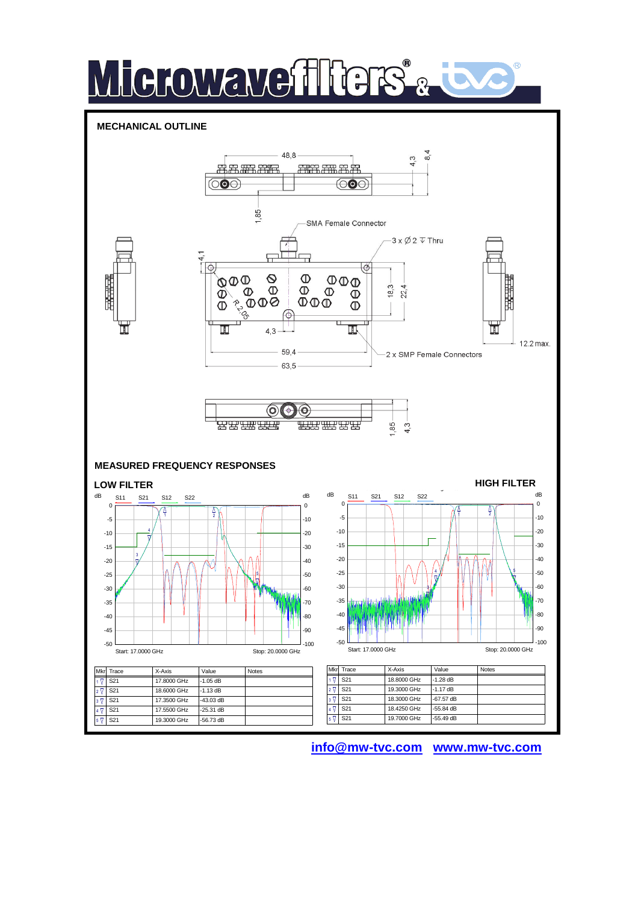# Microwavefilters® & tvc®

## MECHANICAL OUTLINE

48,8

4,3

8,4

1,85

SMA Female Connector

3 x Ø2 ↧ Thru

4,1

18,3

22,4

R 2,05

4,3

59,4

63,5

2 x SMP Female Connectors

12.2 max.

1,85

4,3

## MEASURED FREQUENCY RESPONSES

### LOW FILTER

dB S11 S21 S12 S22 dB

0, -5, -10, -15, -20, -25, -30, -35, -40, -45, -50

0, -10, -20, -30, -40, -50, -60, -70, -80, -90, -100

Start: 17.0000 GHz

Stop: 20.0000 GHz

| Mkr | Trace | X-Axis | Value | Notes |
|---|---|---|---|---|
| 1 ▽ | S21 | 17.8000 GHz | -1.05 dB | |
| 2 ▽ | S21 | 18.6000 GHz | -1.13 dB | |
| 3 ▽ | S21 | 17.3500 GHz | -43.03 dB | |
| 4 ▽ | S21 | 17.5500 GHz | -25.31 dB | |
| 5 ▽ | S21 | 19.3000 GHz | -56.73 dB | |

### HIGH FILTER

dB S11 S21 S12 S22 dB

0, -5, -10, -15, -20, -25, -30, -35, -40, -45, -50

0, -10, -20, -30, -40, -50, -60, -70, -80, -90, -100

Start: 17.0000 GHz

Stop: 20.0000 GHz

| Mkr | Trace | X-Axis | Value | Notes |
|---|---|---|---|---|
| 1 ▽ | S21 | 18.8000 GHz | -1.28 dB | |
| 2 ▽ | S21 | 19.3000 GHz | -1.17 dB | |
| 3 ▽ | S21 | 18.3000 GHz | -67.57 dB | |
| 4 ▽ | S21 | 18.4250 GHz | -55.84 dB | |
| 5 ▽ | S21 | 19.7000 GHz | -55.49 dB | |

info@mw-tvc.com www.mw-tvc.com